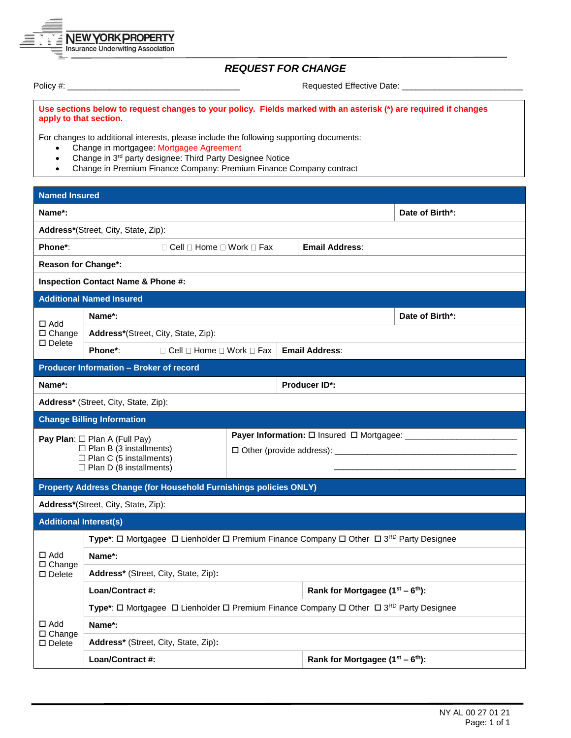NEW YORK PROPERTY
Insurance Underwriting Association

## *REQUEST FOR CHANGE*

Policy #: ______________________________________ Requested Effective Date: __________________________

**Use sections below to request changes to your policy. Fields marked with an asterisk (*) are required if changes apply to that section.**

For changes to additional interests, please include the following supporting documents:

- Change in mortgagee: Mortgagee Agreement
- Change in 3rd party designee: Third Party Designee Notice
- Change in Premium Finance Company: Premium Finance Company contract

| **Named Insured** | | |
|---|---|---|
| **Name*:** | | **Date of Birth*:** |
| **Address***(Street, City, State, Zip): | | |
| **Phone***: ☐ Cell ☐ Home ☐ Work ☐ Fax | **Email Address**: | |
| **Reason for Change*:** | | |
| **Inspection Contact Name & Phone #:** | | |

| **Additional Named Insured** | | | |
|---|---|---|---|
| ☐ Add<br>☐ Change<br>☐ Delete | **Name*:** | | **Date of Birth*:** |
| | **Address***(Street, City, State, Zip): | | |
| | **Phone***: ☐ Cell ☐ Home ☐ Work ☐ Fax | **Email Address**: | |

| **Producer Information – Broker of record** | |
|---|---|
| **Name*:** | **Producer ID*:** |
| **Address*** (Street, City, State, Zip): | |

| **Change Billing Information** | |
|---|---|
| **Pay Plan**: ☐ Plan A (Full Pay)<br>☐ Plan B (3 installments)<br>☐ Plan C (5 installments)<br>☐ Plan D (8 installments) | **Payer Information:** ☐ Insured ☐ Mortgagee: ______________________<br>☐ Other (provide address): ____________________________________<br>____________________________________ |

| **Property Address Change (for Household Furnishings policies ONLY)** |
|---|
| **Address***(Street, City, State, Zip): |

| **Additional Interest(s)** | | |
|---|---|---|
| ☐ Add<br>☐ Change<br>☐ Delete | **Type***: ☐ Mortgagee ☐ Lienholder ☐ Premium Finance Company ☐ Other ☐ 3RD Party Designee | |
| | **Name*:** | |
| | **Address*** (Street, City, State, Zip): | |
| | **Loan/Contract #:** | **Rank for Mortgage (1st – 6th):** |
| ☐ Add<br>☐ Change<br>☐ Delete | **Type***: ☐ Mortgagee ☐ Lienholder ☐ Premium Finance Company ☐ Other ☐ 3RD Party Designee | |
| | **Name*:** | |
| | **Address*** (Street, City, State, Zip): | |
| | **Loan/Contract #:** | **Rank for Mortgage (1st – 6th):** |

NY AL 00 27 01 21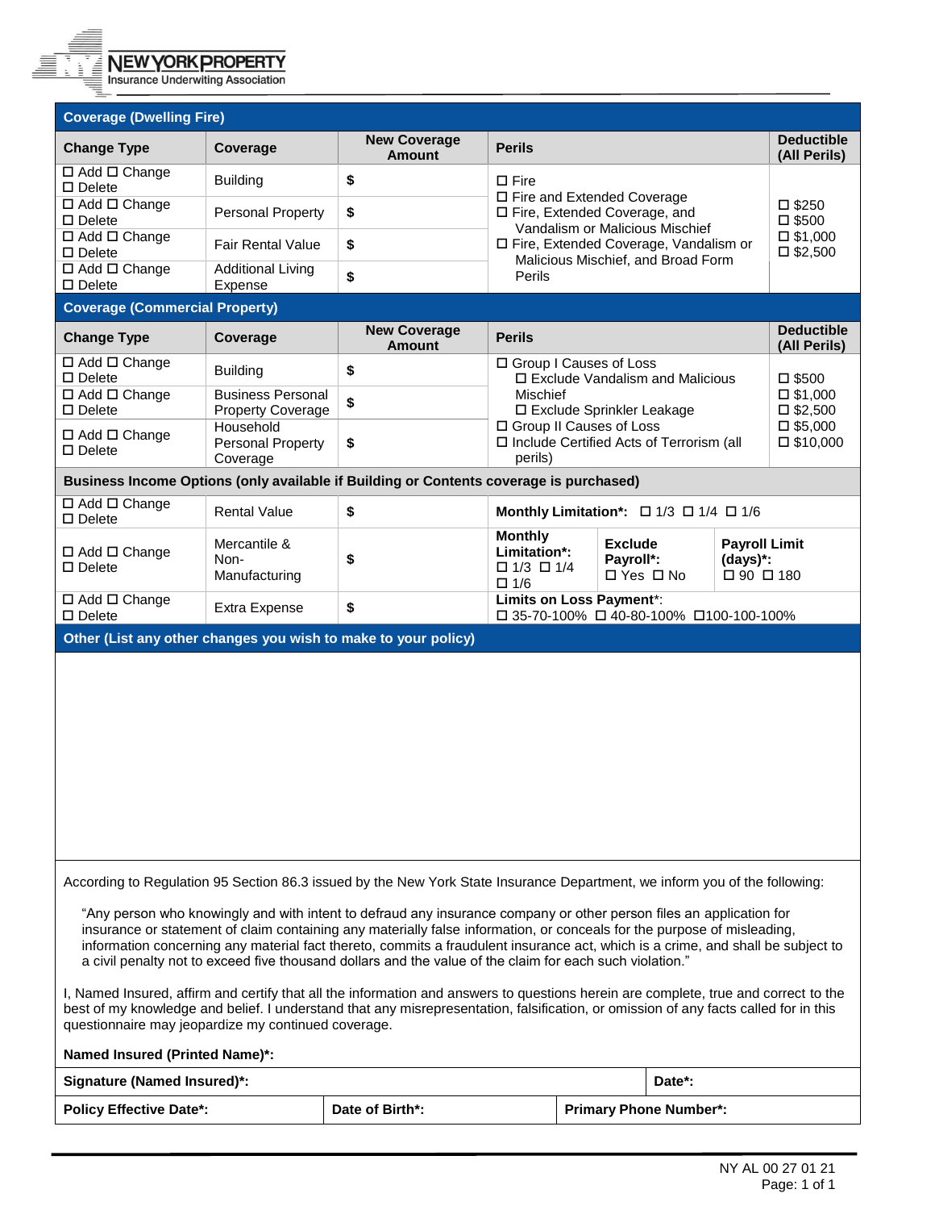NEW YORK PROPERTY
Insurance Underwriting Association

## Coverage (Dwelling Fire)

| Change Type | Coverage | New Coverage Amount | Perils | Deductible (All Perils) |
|---|---|---|---|---|
| ☐ Add ☐ Change ☐ Delete | Building | $ | ☐ Fire<br>☐ Fire and Extended Coverage<br>☐ Fire, Extended Coverage, and Vandalism or Malicious Mischief<br>☐ Fire, Extended Coverage, Vandalism or Malicious Mischief, and Broad Form Perils | ☐ $250<br>☐ $500<br>☐ $1,000<br>☐ $2,500 |
| ☐ Add ☐ Change ☐ Delete | Personal Property | $ | | |
| ☐ Add ☐ Change ☐ Delete | Fair Rental Value | $ | | |
| ☐ Add ☐ Change ☐ Delete | Additional Living Expense | $ | | |

## Coverage (Commercial Property)

| Change Type | Coverage | New Coverage Amount | Perils | Deductible (All Perils) |
|---|---|---|---|---|
| ☐ Add ☐ Change ☐ Delete | Building | $ | ☐ Group I Causes of Loss<br>☐ Exclude Vandalism and Malicious Mischief<br>☐ Exclude Sprinkler Leakage<br>☐ Group II Causes of Loss<br>☐ Include Certified Acts of Terrorism (all perils) | ☐ $500<br>☐ $1,000<br>☐ $2,500<br>☐ $5,000<br>☐ $10,000 |
| ☐ Add ☐ Change ☐ Delete | Business Personal Property Coverage | $ | | |
| ☐ Add ☐ Change ☐ Delete | Household Personal Property Coverage | $ | | |

**Business Income Options (only available if Building or Contents coverage is purchased)**

| Change Type | Coverage | Amount | Options | | |
|---|---|---|---|---|---|
| ☐ Add ☐ Change ☐ Delete | Rental Value | $ | **Monthly Limitation***: ☐ 1/3 ☐ 1/4 ☐ 1/6 | | |
| ☐ Add ☐ Change ☐ Delete | Mercantile & Non-Manufacturing | $ | **Monthly Limitation***: ☐ 1/3 ☐ 1/4 ☐ 1/6 | **Exclude Payroll***: ☐ Yes ☐ No | **Payroll Limit (days)***: ☐ 90 ☐ 180 |
| ☐ Add ☐ Change ☐ Delete | Extra Expense | $ | **Limits on Loss Payment***: ☐ 35-70-100% ☐ 40-80-100% ☐100-100-100% | | |

## Other (List any other changes you wish to make to your policy)

According to Regulation 95 Section 86.3 issued by the New York State Insurance Department, we inform you of the following:

"Any person who knowingly and with intent to defraud any insurance company or other person files an application for insurance or statement of claim containing any materially false information, or conceals for the purpose of misleading, information concerning any material fact thereto, commits a fraudulent insurance act, which is a crime, and shall be subject to a civil penalty not to exceed five thousand dollars and the value of the claim for each such violation."

I, Named Insured, affirm and certify that all the information and answers to questions herein are complete, true and correct to the best of my knowledge and belief. I understand that any misrepresentation, falsification, or omission of any facts called for in this questionnaire may jeopardize my continued coverage.

**Named Insured (Printed Name)***:

| **Signature (Named Insured)***: | | **Date***: |
|---|---|---|
| **Policy Effective Date***: | **Date of Birth***: | **Primary Phone Number***: |

NY AL 00 27 01 21